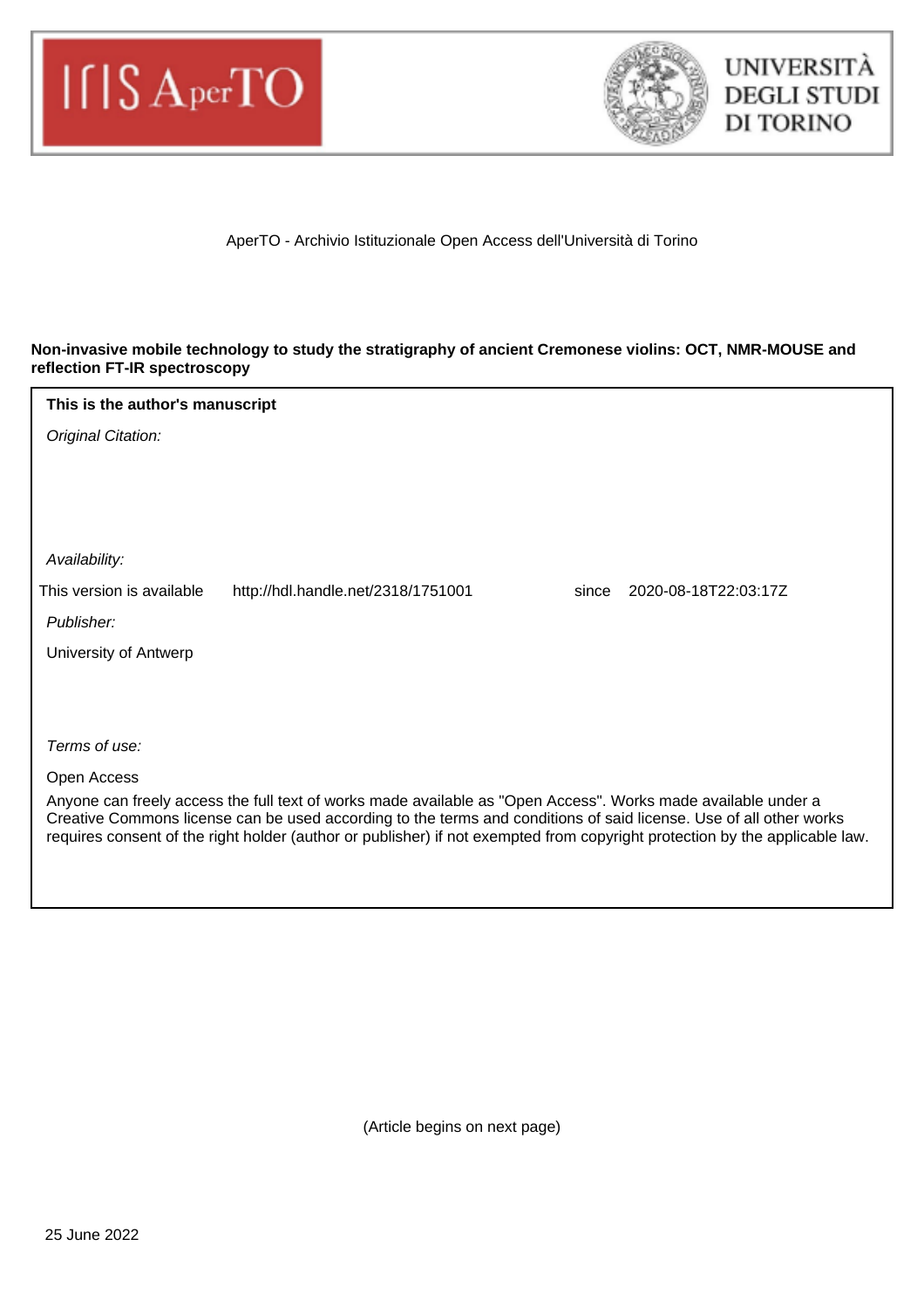AperTO - Archivio Istituzionale Open Access dell'Università di Torino

**Non-invasive mobile technology to study the stratigraphy of ancient Cremonese violins: OCT, NMR-MOUSE and reflection FT-IR spectroscopy**

**This is the author's manuscript**

*Original Citation:*

*Availability:*

This version is available http://hdl.handle.net/2318/1751001 since 2020-08-18T22:03:17Z

*Publisher:*

University of Antwerp

*Terms of use:*

Open Access

Anyone can freely access the full text of works made available as "Open Access". Works made available under a Creative Commons license can be used according to the terms and conditions of said license. Use of all other works requires consent of the right holder (author or publisher) if not exempted from copyright protection by the applicable law.

(Article begins on next page)

25 June 2022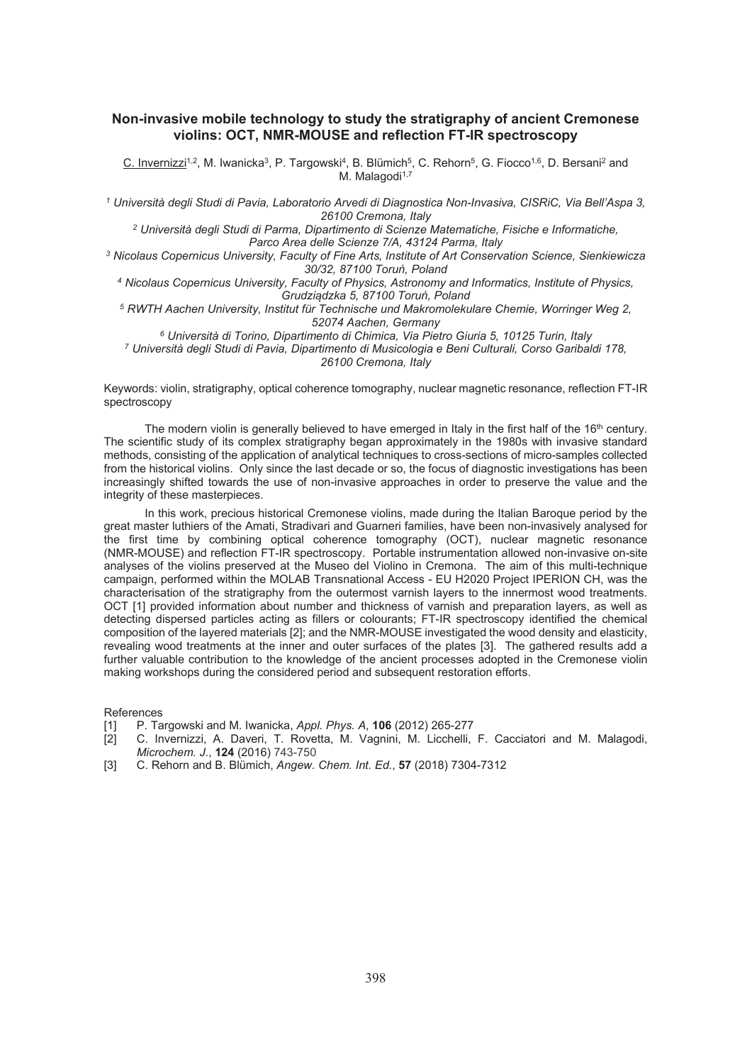## Non-invasive mobile technology to study the stratigraphy of ancient Cremonese violins: OCT, NMR-MOUSE and reflection FT-IR spectroscopy

<u>C. Invernizzi</u>[1,2], M. Iwanicka[3], P. Targowski[4], B. Blümich[5], C. Rehorn[5], G. Fiocco[1,6], D. Bersani[2] and M. Malagodi[1,7]

*[1] Università degli Studi di Pavia, Laboratorio Arvedi di Diagnostica Non-Invasiva, CISRiC, Via Bell'Aspa 3, 26100 Cremona, Italy*

*[2] Università degli Studi di Parma, Dipartimento di Scienze Matematiche, Fisiche e Informatiche, Parco Area delle Scienze 7/A, 43124 Parma, Italy*

*[3] Nicolaus Copernicus University, Faculty of Fine Arts, Institute of Art Conservation Science, Sienkiewicza 30/32, 87100 Toruń, Poland*

*[4] Nicolaus Copernicus University, Faculty of Physics, Astronomy and Informatics, Institute of Physics, Grudziądzka 5, 87100 Toruń, Poland*

*[5] RWTH Aachen University, Institut für Technische und Makromolekulare Chemie, Worringer Weg 2, 52074 Aachen, Germany*

*[6] Università di Torino, Dipartimento di Chimica, Via Pietro Giuria 5, 10125 Turin, Italy*

*[7] Università degli Studi di Pavia, Dipartimento di Musicologia e Beni Culturali, Corso Garibaldi 178, 26100 Cremona, Italy*

Keywords: violin, stratigraphy, optical coherence tomography, nuclear magnetic resonance, reflection FT-IR spectroscopy

The modern violin is generally believed to have emerged in Italy in the first half of the 16th century. The scientific study of its complex stratigraphy began approximately in the 1980s with invasive standard methods, consisting of the application of analytical techniques to cross-sections of micro-samples collected from the historical violins. Only since the last decade or so, the focus of diagnostic investigations has been increasingly shifted towards the use of non-invasive approaches in order to preserve the value and the integrity of these masterpieces.

In this work, precious historical Cremonese violins, made during the Italian Baroque period by the great master luthiers of the Amati, Stradivari and Guarneri families, have been non-invasively analysed for the first time by combining optical coherence tomography (OCT), nuclear magnetic resonance (NMR-MOUSE) and reflection FT-IR spectroscopy. Portable instrumentation allowed non-invasive on-site analyses of the violins preserved at the Museo del Violino in Cremona. The aim of this multi-technique campaign, performed within the MOLAB Transnational Access - EU H2020 Project IPERION CH, was the characterisation of the stratigraphy from the outermost varnish layers to the innermost wood treatments. OCT [1] provided information about number and thickness of varnish and preparation layers, as well as detecting dispersed particles acting as fillers or colourants; FT-IR spectroscopy identified the chemical composition of the layered materials [2]; and the NMR-MOUSE investigated the wood density and elasticity, revealing wood treatments at the inner and outer surfaces of the plates [3]. The gathered results add a further valuable contribution to the knowledge of the ancient processes adopted in the Cremonese violin making workshops during the considered period and subsequent restoration efforts.

References

[1] P. Targowski and M. Iwanicka, *Appl. Phys. A*, **106** (2012) 265-277

[2] C. Invernizzi, A. Daveri, T. Rovetta, M. Vagnini, M. Licchelli, F. Cacciatori and M. Malagodi, *Microchem. J.*, **124** (2016) 743-750

[3] C. Rehorn and B. Blümich, *Angew. Chem. Int. Ed.*, **57** (2018) 7304-7312